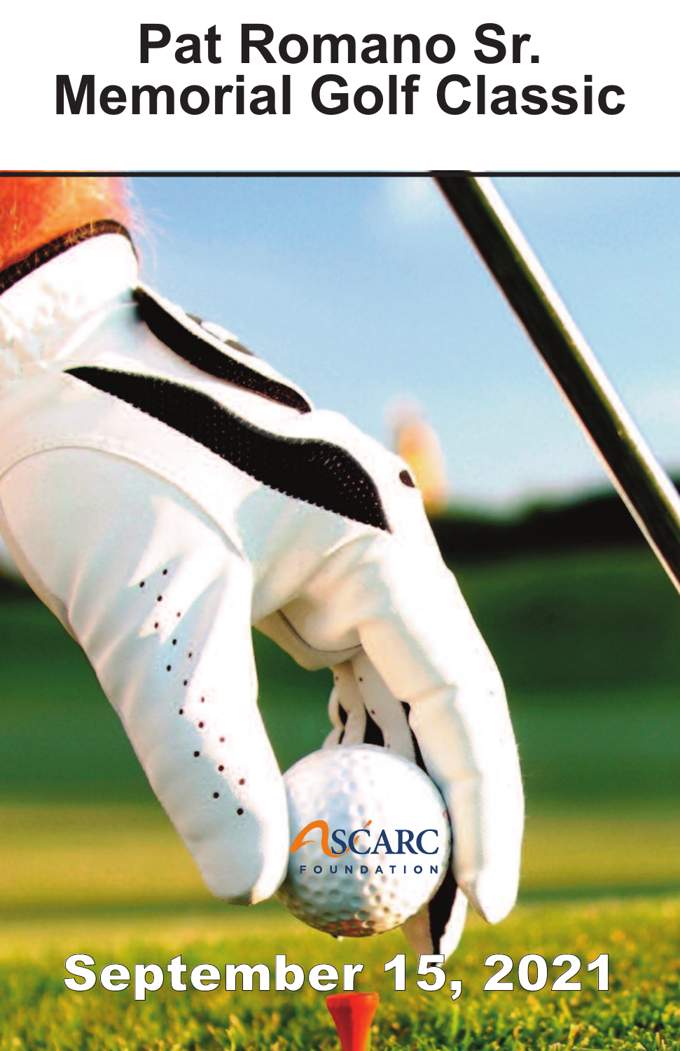# Pat Romano Sr. Memorial Golf Classic

SCARC FOUNDATION

September 15, 2021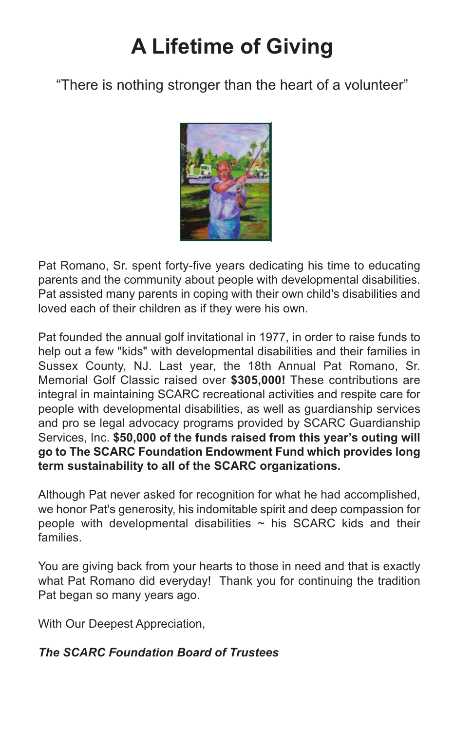# A Lifetime of Giving

"There is nothing stronger than the heart of a volunteer"

Pat Romano, Sr. spent forty-five years dedicating his time to educating parents and the community about people with developmental disabilities. Pat assisted many parents in coping with their own child's disabilities and loved each of their children as if they were his own.

Pat founded the annual golf invitational in 1977, in order to raise funds to help out a few "kids" with developmental disabilities and their families in Sussex County, NJ. Last year, the 18th Annual Pat Romano, Sr. Memorial Golf Classic raised over **$305,000!** These contributions are integral in maintaining SCARC recreational activities and respite care for people with developmental disabilities, as well as guardianship services and pro se legal advocacy programs provided by SCARC Guardianship Services, Inc. **$50,000 of the funds raised from this year's outing will go to The SCARC Foundation Endowment Fund which provides long term sustainability to all of the SCARC organizations.**

Although Pat never asked for recognition for what he had accomplished, we honor Pat's generosity, his indomitable spirit and deep compassion for people with developmental disabilities ~ his SCARC kids and their families.

You are giving back from your hearts to those in need and that is exactly what Pat Romano did everyday! Thank you for continuing the tradition Pat began so many years ago.

With Our Deepest Appreciation,

***The SCARC Foundation Board of Trustees***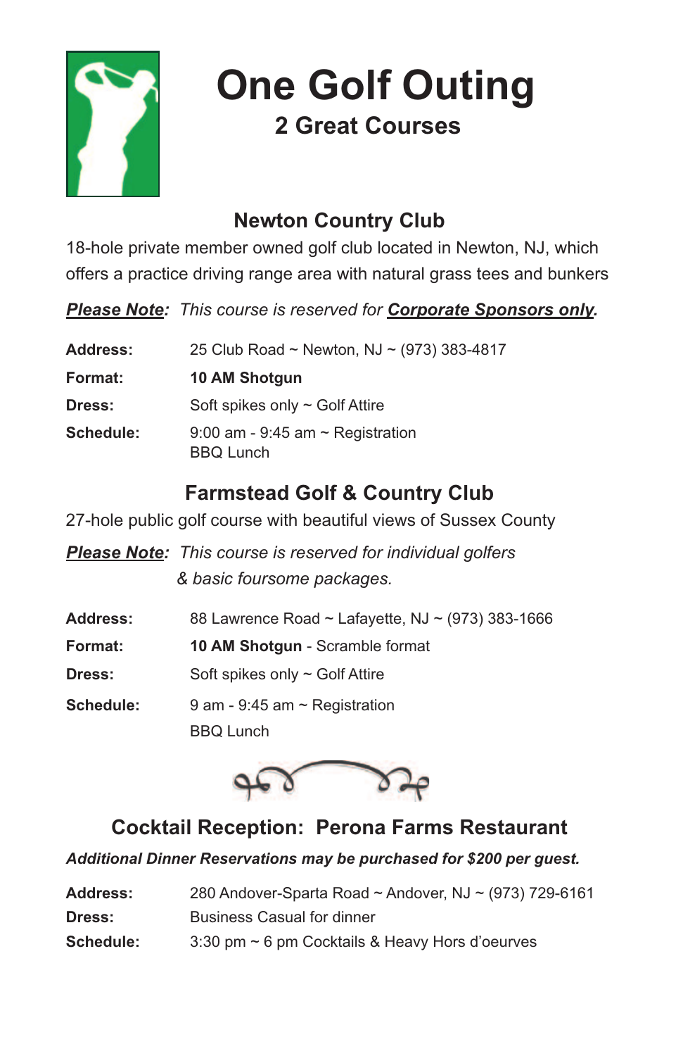# One Golf Outing

## 2 Great Courses

### Newton Country Club

18-hole private member owned golf club located in Newton, NJ, which offers a practice driving range area with natural grass tees and bunkers

***Please Note:*** *This course is reserved for* ***Corporate Sponsors only.***

| | |
|---|---|
| **Address:** | 25 Club Road ~ Newton, NJ ~ (973) 383-4817 |
| **Format:** | **10 AM Shotgun** |
| **Dress:** | Soft spikes only ~ Golf Attire |
| **Schedule:** | 9:00 am - 9:45 am ~ Registration<br>BBQ Lunch |

### Farmstead Golf & Country Club

27-hole public golf course with beautiful views of Sussex County

***Please Note:*** *This course is reserved for individual golfers & basic foursome packages.*

| | |
|---|---|
| **Address:** | 88 Lawrence Road ~ Lafayette, NJ ~ (973) 383-1666 |
| **Format:** | **10 AM Shotgun** - Scramble format |
| **Dress:** | Soft spikes only ~ Golf Attire |
| **Schedule:** | 9 am - 9:45 am ~ Registration<br>BBQ Lunch |

### Cocktail Reception: Perona Farms Restaurant

***Additional Dinner Reservations may be purchased for $200 per guest.***

| | |
|---|---|
| **Address:** | 280 Andover-Sparta Road ~ Andover, NJ ~ (973) 729-6161 |
| **Dress:** | Business Casual for dinner |
| **Schedule:** | 3:30 pm ~ 6 pm Cocktails & Heavy Hors d'oeurves |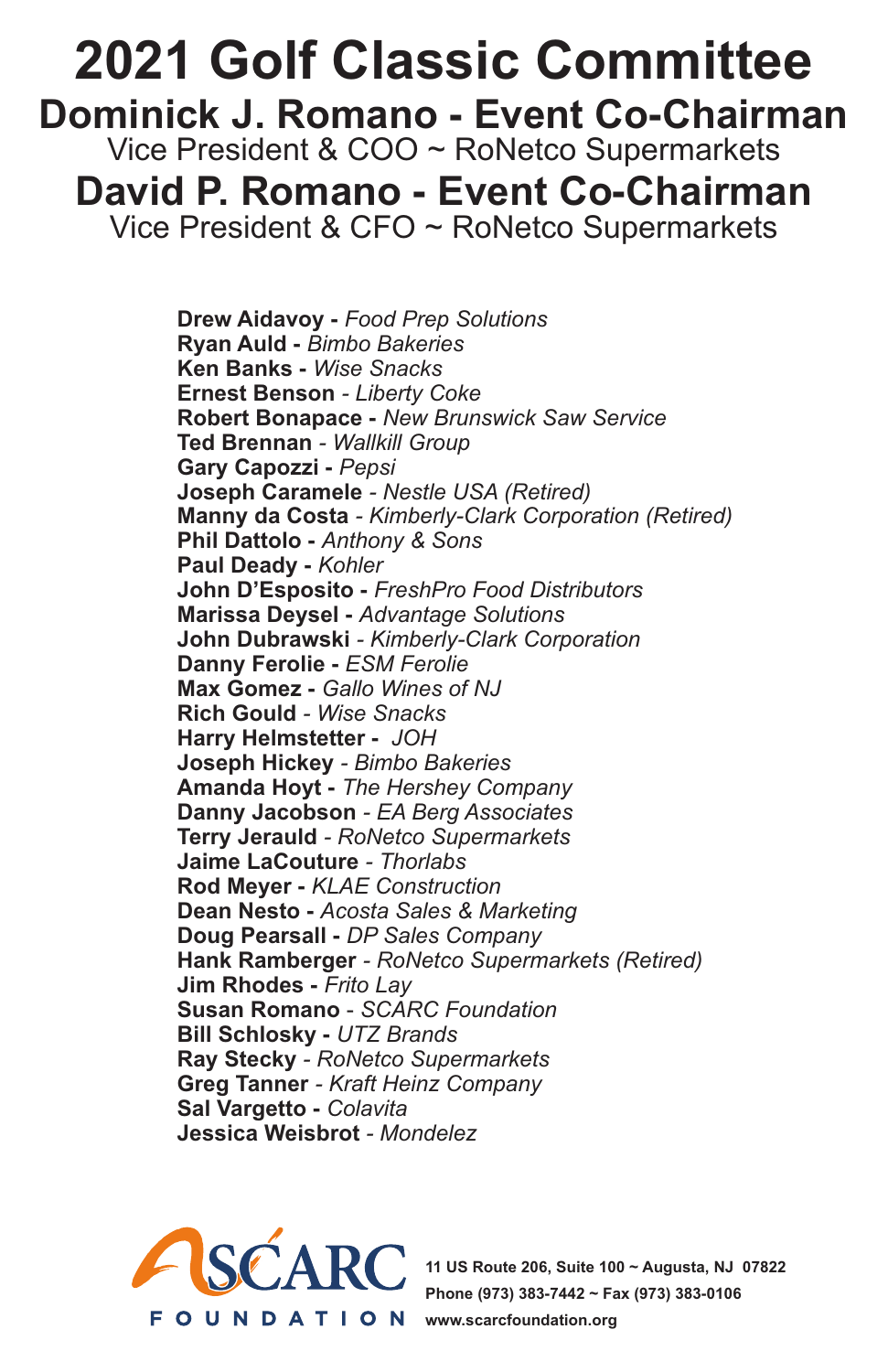# 2021 Golf Classic Committee

## Dominick J. Romano - Event Co-Chairman

Vice President & COO ~ RoNetco Supermarkets

## David P. Romano - Event Co-Chairman

Vice President & CFO ~ RoNetco Supermarkets

**Drew Aidavoy -** *Food Prep Solutions*
**Ryan Auld -** *Bimbo Bakeries*
**Ken Banks -** *Wise Snacks*
**Ernest Benson** - *Liberty Coke*
**Robert Bonapace -** *New Brunswick Saw Service*
**Ted Brennan** - *Wallkill Group*
**Gary Capozzi -** *Pepsi*
**Joseph Caramele** - *Nestle USA (Retired)*
**Manny da Costa** - *Kimberly-Clark Corporation (Retired)*
**Phil Dattolo -** *Anthony & Sons*
**Paul Deady -** *Kohler*
**John D'Esposito -** *FreshPro Food Distributors*
**Marissa Deysel -** *Advantage Solutions*
**John Dubrawski** - *Kimberly-Clark Corporation*
**Danny Ferolie -** *ESM Ferolie*
**Max Gomez -** *Gallo Wines of NJ*
**Rich Gould** - *Wise Snacks*
**Harry Helmstetter -** *JOH*
**Joseph Hickey** - *Bimbo Bakeries*
**Amanda Hoyt -** *The Hershey Company*
**Danny Jacobson** - *EA Berg Associates*
**Terry Jerauld** - *RoNetco Supermarkets*
**Jaime LaCouture** - *Thorlabs*
**Rod Meyer -** *KLAE Construction*
**Dean Nesto -** *Acosta Sales & Marketing*
**Doug Pearsall -** *DP Sales Company*
**Hank Ramberger** - *RoNetco Supermarkets (Retired)*
**Jim Rhodes -** *Frito Lay*
**Susan Romano** - *SCARC Foundation*
**Bill Schlosky -** *UTZ Brands*
**Ray Stecky** - *RoNetco Supermarkets*
**Greg Tanner** - *Kraft Heinz Company*
**Sal Vargetto -** *Colavita*
**Jessica Weisbrot** - *Mondelez*

SCARC FOUNDATION

**11 US Route 206, Suite 100 ~ Augusta, NJ 07822**
**Phone (973) 383-7442 ~ Fax (973) 383-0106**
**www.scarcfoundation.org**